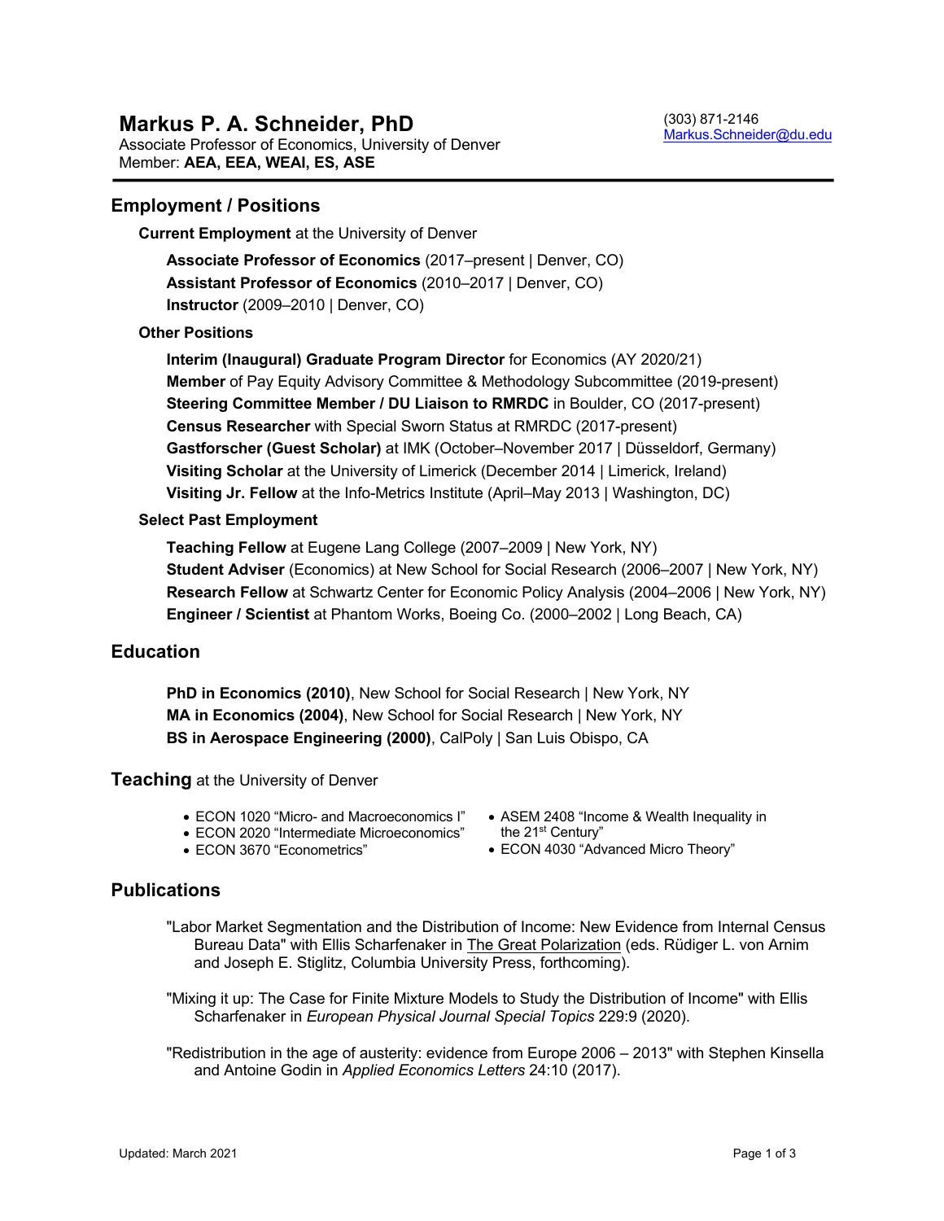# Markus P. A. Schneider, PhD

Associate Professor of Economics, University of Denver
Member: **AEA, EEA, WEAI, ES, ASE**

(303) 871-2146
Markus.Schneider@du.edu

## Employment / Positions

### Current Employment at the University of Denver

**Associate Professor of Economics** (2017–present | Denver, CO)
**Assistant Professor of Economics** (2010–2017 | Denver, CO)
**Instructor** (2009–2010 | Denver, CO)

### Other Positions

**Interim (Inaugural) Graduate Program Director** for Economics (AY 2020/21)
**Member** of Pay Equity Advisory Committee & Methodology Subcommittee (2019-present)
**Steering Committee Member / DU Liaison to RMRDC** in Boulder, CO (2017-present)
**Census Researcher** with Special Sworn Status at RMRDC (2017-present)
**Gastforscher (Guest Scholar)** at IMK (October–November 2017 | Düsseldorf, Germany)
**Visiting Scholar** at the University of Limerick (December 2014 | Limerick, Ireland)
**Visiting Jr. Fellow** at the Info-Metrics Institute (April–May 2013 | Washington, DC)

### Select Past Employment

**Teaching Fellow** at Eugene Lang College (2007–2009 | New York, NY)
**Student Adviser** (Economics) at New School for Social Research (2006–2007 | New York, NY)
**Research Fellow** at Schwartz Center for Economic Policy Analysis (2004–2006 | New York, NY)
**Engineer / Scientist** at Phantom Works, Boeing Co. (2000–2002 | Long Beach, CA)

## Education

**PhD in Economics (2010)**, New School for Social Research | New York, NY
**MA in Economics (2004)**, New School for Social Research | New York, NY
**BS in Aerospace Engineering (2000)**, CalPoly | San Luis Obispo, CA

## Teaching at the University of Denver

- ECON 1020 "Micro- and Macroeconomics I"
- ECON 2020 "Intermediate Microeconomics"
- ECON 3670 "Econometrics"
- ASEM 2408 "Income & Wealth Inequality in the 21st Century"
- ECON 4030 "Advanced Micro Theory"

## Publications

"Labor Market Segmentation and the Distribution of Income: New Evidence from Internal Census Bureau Data" with Ellis Scharfenaker in The Great Polarization (eds. Rüdiger L. von Arnim and Joseph E. Stiglitz, Columbia University Press, forthcoming).

"Mixing it up: The Case for Finite Mixture Models to Study the Distribution of Income" with Ellis Scharfenaker in *European Physical Journal Special Topics* 229:9 (2020).

"Redistribution in the age of austerity: evidence from Europe 2006 – 2013" with Stephen Kinsella and Antoine Godin in *Applied Economics Letters* 24:10 (2017).

Updated: March 2021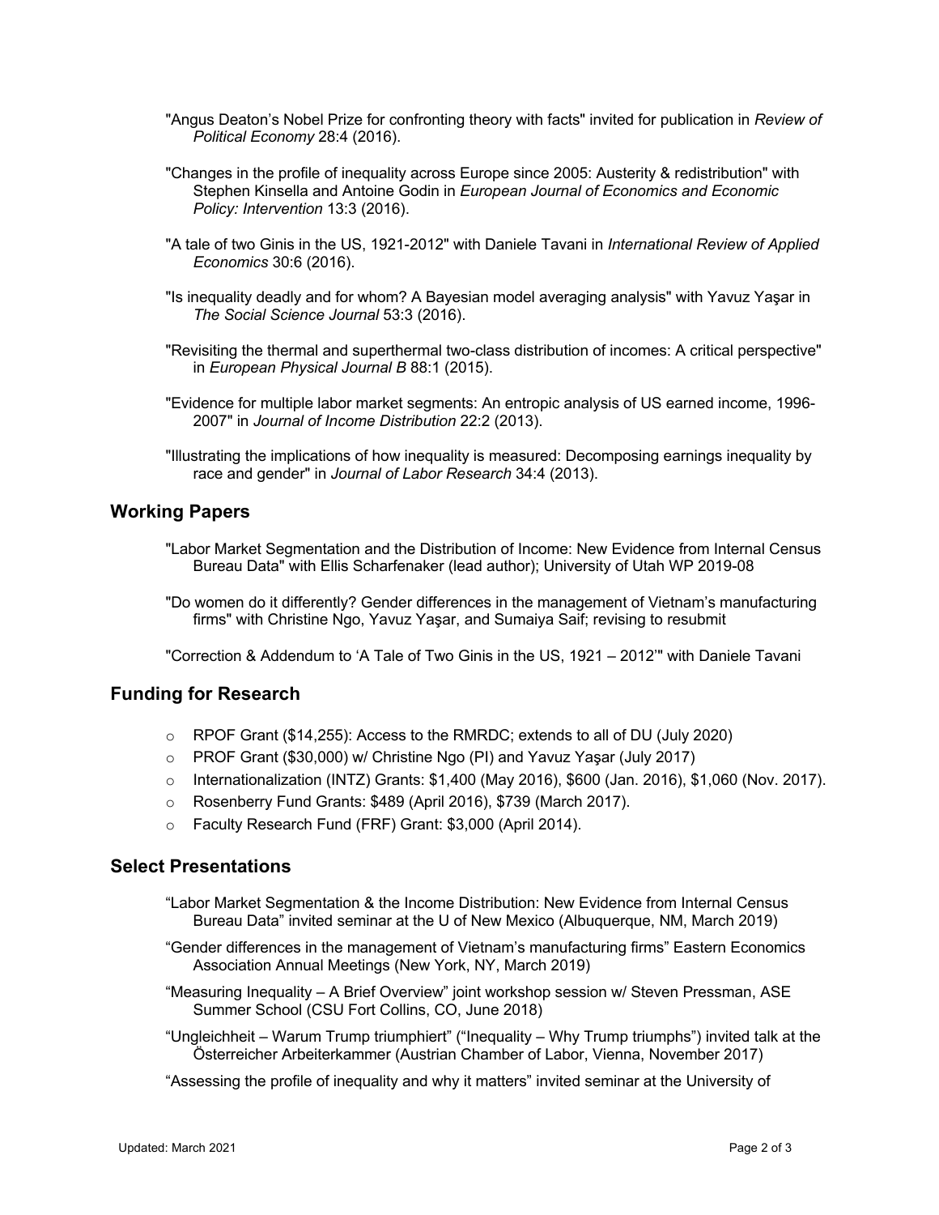"Angus Deaton's Nobel Prize for confronting theory with facts" invited for publication in *Review of Political Economy* 28:4 (2016).

"Changes in the profile of inequality across Europe since 2005: Austerity & redistribution" with Stephen Kinsella and Antoine Godin in *European Journal of Economics and Economic Policy: Intervention* 13:3 (2016).

"A tale of two Ginis in the US, 1921-2012" with Daniele Tavani in *International Review of Applied Economics* 30:6 (2016).

"Is inequality deadly and for whom? A Bayesian model averaging analysis" with Yavuz Yaşar in *The Social Science Journal* 53:3 (2016).

"Revisiting the thermal and superthermal two-class distribution of incomes: A critical perspective" in *European Physical Journal B* 88:1 (2015).

"Evidence for multiple labor market segments: An entropic analysis of US earned income, 1996-2007" in *Journal of Income Distribution* 22:2 (2013).

"Illustrating the implications of how inequality is measured: Decomposing earnings inequality by race and gender" in *Journal of Labor Research* 34:4 (2013).

## Working Papers

"Labor Market Segmentation and the Distribution of Income: New Evidence from Internal Census Bureau Data" with Ellis Scharfenaker (lead author); University of Utah WP 2019-08

"Do women do it differently? Gender differences in the management of Vietnam's manufacturing firms" with Christine Ngo, Yavuz Yaşar, and Sumaiya Saif; revising to resubmit

"Correction & Addendum to 'A Tale of Two Ginis in the US, 1921 – 2012'" with Daniele Tavani

## Funding for Research

- RPOF Grant ($14,255): Access to the RMRDC; extends to all of DU (July 2020)
- PROF Grant ($30,000) w/ Christine Ngo (PI) and Yavuz Yaşar (July 2017)
- Internationalization (INTZ) Grants: $1,400 (May 2016), $600 (Jan. 2016), $1,060 (Nov. 2017).
- Rosenberry Fund Grants: $489 (April 2016), $739 (March 2017).
- Faculty Research Fund (FRF) Grant: $3,000 (April 2014).

## Select Presentations

"Labor Market Segmentation & the Income Distribution: New Evidence from Internal Census Bureau Data" invited seminar at the U of New Mexico (Albuquerque, NM, March 2019)

"Gender differences in the management of Vietnam's manufacturing firms" Eastern Economics Association Annual Meetings (New York, NY, March 2019)

"Measuring Inequality – A Brief Overview" joint workshop session w/ Steven Pressman, ASE Summer School (CSU Fort Collins, CO, June 2018)

"Ungleichheit – Warum Trump triumphiert" ("Inequality – Why Trump triumphs") invited talk at the Österreicher Arbeiterkammer (Austrian Chamber of Labor, Vienna, November 2017)

"Assessing the profile of inequality and why it matters" invited seminar at the University of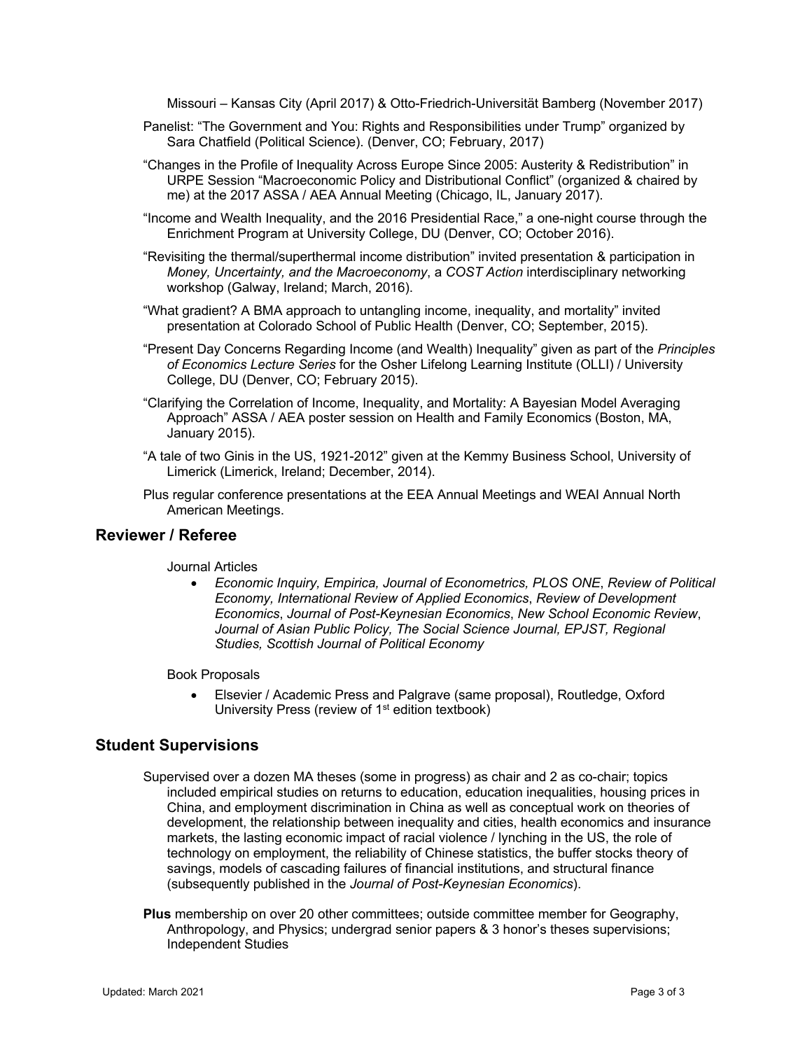Missouri – Kansas City (April 2017) & Otto-Friedrich-Universität Bamberg (November 2017)

Panelist: "The Government and You: Rights and Responsibilities under Trump" organized by Sara Chatfield (Political Science). (Denver, CO; February, 2017)

"Changes in the Profile of Inequality Across Europe Since 2005: Austerity & Redistribution" in URPE Session "Macroeconomic Policy and Distributional Conflict" (organized & chaired by me) at the 2017 ASSA / AEA Annual Meeting (Chicago, IL, January 2017).

"Income and Wealth Inequality, and the 2016 Presidential Race," a one-night course through the Enrichment Program at University College, DU (Denver, CO; October 2016).

"Revisiting the thermal/superthermal income distribution" invited presentation & participation in *Money, Uncertainty, and the Macroeconomy*, a *COST Action* interdisciplinary networking workshop (Galway, Ireland; March, 2016).

"What gradient? A BMA approach to untangling income, inequality, and mortality" invited presentation at Colorado School of Public Health (Denver, CO; September, 2015).

"Present Day Concerns Regarding Income (and Wealth) Inequality" given as part of the *Principles of Economics Lecture Series* for the Osher Lifelong Learning Institute (OLLI) / University College, DU (Denver, CO; February 2015).

"Clarifying the Correlation of Income, Inequality, and Mortality: A Bayesian Model Averaging Approach" ASSA / AEA poster session on Health and Family Economics (Boston, MA, January 2015).

"A tale of two Ginis in the US, 1921-2012" given at the Kemmy Business School, University of Limerick (Limerick, Ireland; December, 2014).

Plus regular conference presentations at the EEA Annual Meetings and WEAI Annual North American Meetings.

## Reviewer / Referee

Journal Articles

- *Economic Inquiry, Empirica, Journal of Econometrics, PLOS ONE*, *Review of Political Economy, International Review of Applied Economics*, *Review of Development Economics*, *Journal of Post-Keynesian Economics*, *New School Economic Review*, *Journal of Asian Public Policy, The Social Science Journal, EPJST, Regional Studies, Scottish Journal of Political Economy*

Book Proposals

- Elsevier / Academic Press and Palgrave (same proposal), Routledge, Oxford University Press (review of 1st edition textbook)

## Student Supervisions

Supervised over a dozen MA theses (some in progress) as chair and 2 as co-chair; topics included empirical studies on returns to education, education inequalities, housing prices in China, and employment discrimination in China as well as conceptual work on theories of development, the relationship between inequality and cities, health economics and insurance markets, the lasting economic impact of racial violence / lynching in the US, the role of technology on employment, the reliability of Chinese statistics, the buffer stocks theory of savings, models of cascading failures of financial institutions, and structural finance (subsequently published in the *Journal of Post-Keynesian Economics*).

**Plus** membership on over 20 other committees; outside committee member for Geography, Anthropology, and Physics; undergrad senior papers & 3 honor's theses supervisions; Independent Studies

Updated: March 2021